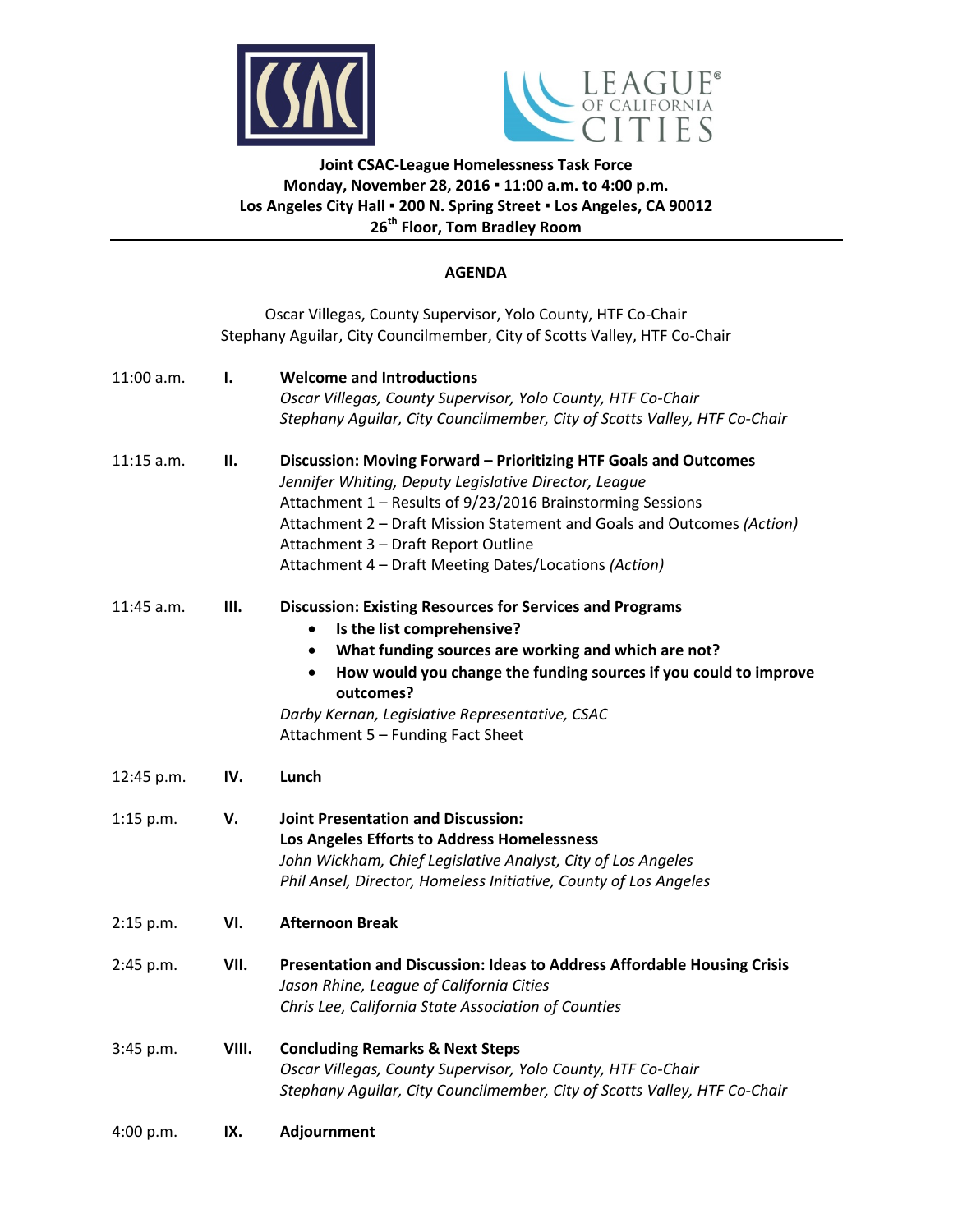**Joint CSAC-League Homelessness Task Force**
**Monday, November 28, 2016 ▪ 11:00 a.m. to 4:00 p.m.**
**Los Angeles City Hall ▪ 200 N. Spring Street ▪ Los Angeles, CA 90012**
**26th Floor, Tom Bradley Room**

---

## AGENDA

Oscar Villegas, County Supervisor, Yolo County, HTF Co-Chair
Stephany Aguilar, City Councilmember, City of Scotts Valley, HTF Co-Chair

11:00 a.m. **I. Welcome and Introductions**
*Oscar Villegas, County Supervisor, Yolo County, HTF Co-Chair*
*Stephany Aguilar, City Councilmember, City of Scotts Valley, HTF Co-Chair*

11:15 a.m. **II. Discussion: Moving Forward – Prioritizing HTF Goals and Outcomes**
*Jennifer Whiting, Deputy Legislative Director, League*
Attachment 1 – Results of 9/23/2016 Brainstorming Sessions
Attachment 2 – Draft Mission Statement and Goals and Outcomes *(Action)*
Attachment 3 – Draft Report Outline
Attachment 4 – Draft Meeting Dates/Locations *(Action)*

11:45 a.m. **III. Discussion: Existing Resources for Services and Programs**
- **Is the list comprehensive?**
- **What funding sources are working and which are not?**
- **How would you change the funding sources if you could to improve outcomes?**

*Darby Kernan, Legislative Representative, CSAC*
Attachment 5 – Funding Fact Sheet

12:45 p.m. **IV. Lunch**

1:15 p.m. **V. Joint Presentation and Discussion:**
**Los Angeles Efforts to Address Homelessness**
*John Wickham, Chief Legislative Analyst, City of Los Angeles*
*Phil Ansel, Director, Homeless Initiative, County of Los Angeles*

2:15 p.m. **VI. Afternoon Break**

2:45 p.m. **VII. Presentation and Discussion: Ideas to Address Affordable Housing Crisis**
*Jason Rhine, League of California Cities*
*Chris Lee, California State Association of Counties*

3:45 p.m. **VIII. Concluding Remarks & Next Steps**
*Oscar Villegas, County Supervisor, Yolo County, HTF Co-Chair*
*Stephany Aguilar, City Councilmember, City of Scotts Valley, HTF Co-Chair*

4:00 p.m. **IX. Adjournment**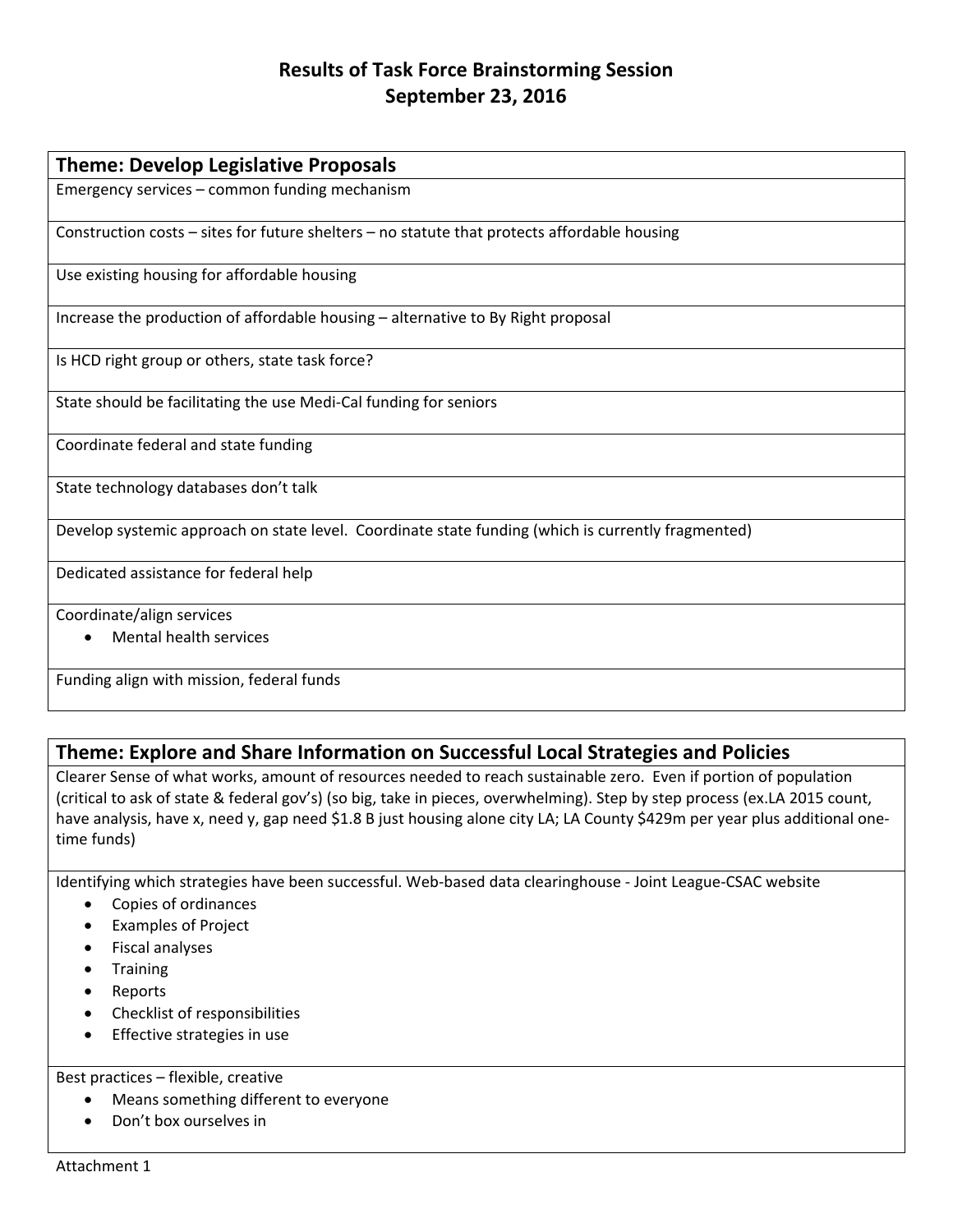# Results of Task Force Brainstorming Session
## September 23, 2016

| Theme: Develop Legislative Proposals |
|---|
| Emergency services – common funding mechanism |
| Construction costs – sites for future shelters – no statute that protects affordable housing |
| Use existing housing for affordable housing |
| Increase the production of affordable housing – alternative to By Right proposal |
| Is HCD right group or others, state task force? |
| State should be facilitating the use Medi-Cal funding for seniors |
| Coordinate federal and state funding |
| State technology databases don't talk |
| Develop systemic approach on state level. Coordinate state funding (which is currently fragmented) |
| Dedicated assistance for federal help |
| Coordinate/align services<br>• Mental health services |
| Funding align with mission, federal funds |

| Theme: Explore and Share Information on Successful Local Strategies and Policies |
|---|
| Clearer Sense of what works, amount of resources needed to reach sustainable zero. Even if portion of population (critical to ask of state & federal gov's) (so big, take in pieces, overwhelming). Step by step process (ex.LA 2015 count, have analysis, have x, need y, gap need $1.8 B just housing alone city LA; LA County $429m per year plus additional one-time funds) |
| Identifying which strategies have been successful. Web-based data clearinghouse - Joint League-CSAC website<br>• Copies of ordinances<br>• Examples of Project<br>• Fiscal analyses<br>• Training<br>• Reports<br>• Checklist of responsibilities<br>• Effective strategies in use |
| Best practices – flexible, creative<br>• Means something different to everyone<br>• Don't box ourselves in |

Attachment 1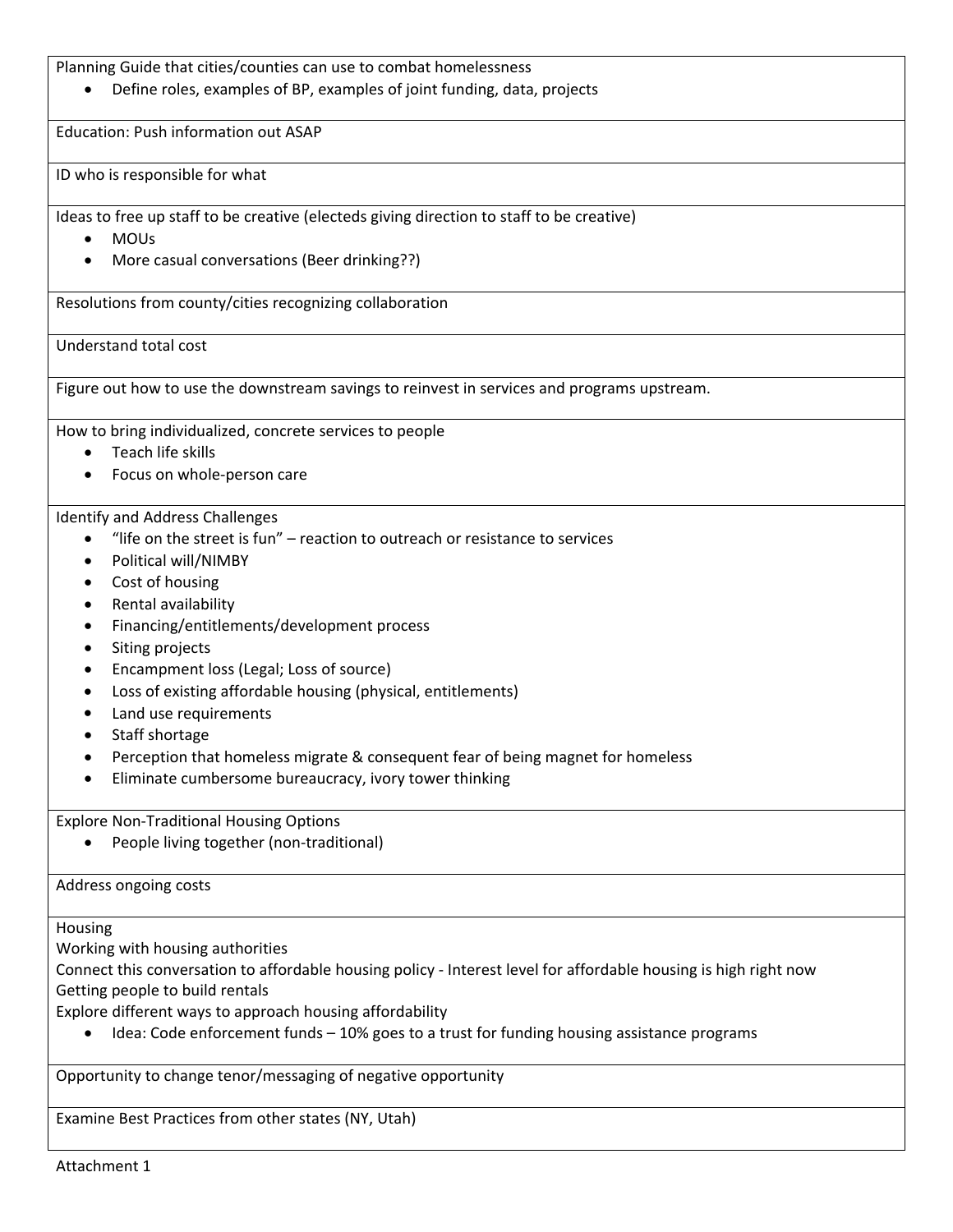| |
|---|
| Planning Guide that cities/counties can use to combat homelessness<br>• Define roles, examples of BP, examples of joint funding, data, projects |
| Education: Push information out ASAP |
| ID who is responsible for what |
| Ideas to free up staff to be creative (electeds giving direction to staff to be creative)<br>• MOUs<br>• More casual conversations (Beer drinking??) |
| Resolutions from county/cities recognizing collaboration |
| Understand total cost |
| Figure out how to use the downstream savings to reinvest in services and programs upstream. |
| How to bring individualized, concrete services to people<br>• Teach life skills<br>• Focus on whole-person care |
| Identify and Address Challenges<br>• "life on the street is fun" – reaction to outreach or resistance to services<br>• Political will/NIMBY<br>• Cost of housing<br>• Rental availability<br>• Financing/entitlements/development process<br>• Siting projects<br>• Encampment loss (Legal; Loss of source)<br>• Loss of existing affordable housing (physical, entitlements)<br>• Land use requirements<br>• Staff shortage<br>• Perception that homeless migrate & consequent fear of being magnet for homeless<br>• Eliminate cumbersome bureaucracy, ivory tower thinking |
| Explore Non-Traditional Housing Options<br>• People living together (non-traditional) |
| Address ongoing costs |
| Housing<br>Working with housing authorities<br>Connect this conversation to affordable housing policy - Interest level for affordable housing is high right now<br>Getting people to build rentals<br>Explore different ways to approach housing affordability<br>• Idea: Code enforcement funds – 10% goes to a trust for funding housing assistance programs |
| Opportunity to change tenor/messaging of negative opportunity |
| Examine Best Practices from other states (NY, Utah) |

Attachment 1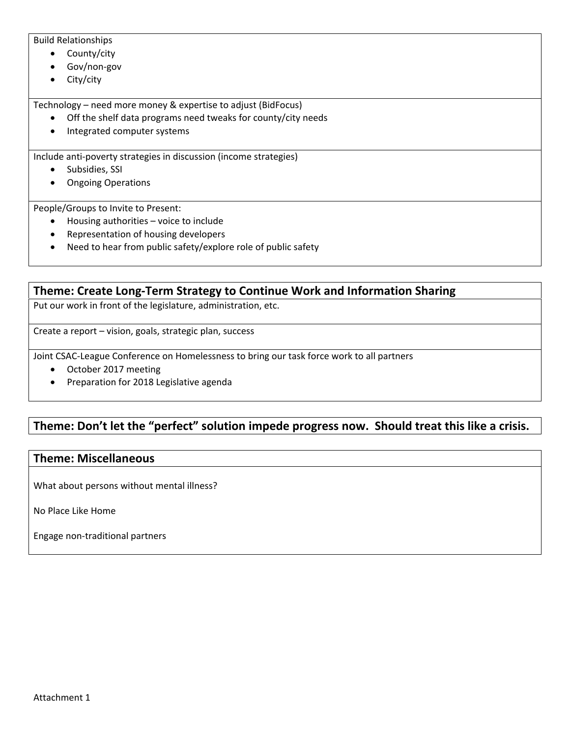Build Relationships

- County/city
- Gov/non-gov
- City/city

Technology – need more money & expertise to adjust (BidFocus)

- Off the shelf data programs need tweaks for county/city needs
- Integrated computer systems

Include anti-poverty strategies in discussion (income strategies)

- Subsidies, SSI
- Ongoing Operations

People/Groups to Invite to Present:

- Housing authorities – voice to include
- Representation of housing developers
- Need to hear from public safety/explore role of public safety

## Theme: Create Long-Term Strategy to Continue Work and Information Sharing

Put our work in front of the legislature, administration, etc.

Create a report – vision, goals, strategic plan, success

Joint CSAC-League Conference on Homelessness to bring our task force work to all partners

- October 2017 meeting
- Preparation for 2018 Legislative agenda

## Theme: Don't let the "perfect" solution impede progress now. Should treat this like a crisis.

## Theme: Miscellaneous

What about persons without mental illness?

No Place Like Home

Engage non-traditional partners

Attachment 1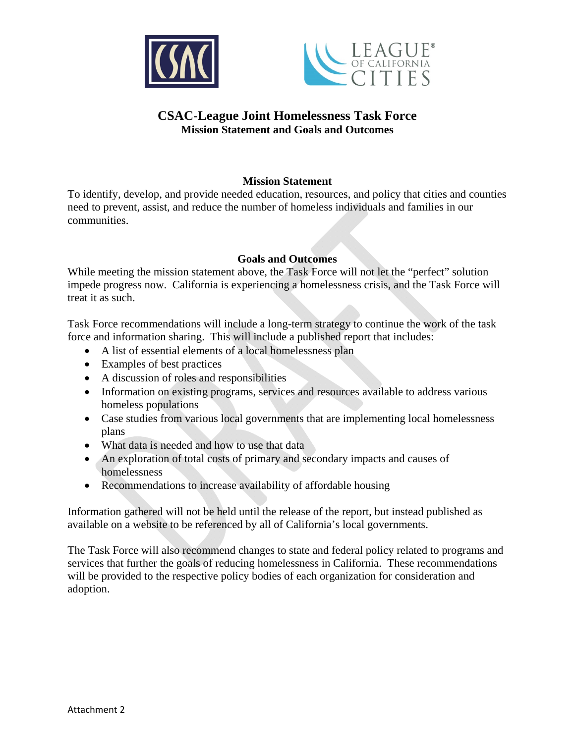# CSAC-League Joint Homelessness Task Force

**Mission Statement and Goals and Outcomes**

## Mission Statement

To identify, develop, and provide needed education, resources, and policy that cities and counties need to prevent, assist, and reduce the number of homeless individuals and families in our communities.

## Goals and Outcomes

While meeting the mission statement above, the Task Force will not let the "perfect" solution impede progress now. California is experiencing a homelessness crisis, and the Task Force will treat it as such.

Task Force recommendations will include a long-term strategy to continue the work of the task force and information sharing. This will include a published report that includes:

- A list of essential elements of a local homelessness plan
- Examples of best practices
- A discussion of roles and responsibilities
- Information on existing programs, services and resources available to address various homeless populations
- Case studies from various local governments that are implementing local homelessness plans
- What data is needed and how to use that data
- An exploration of total costs of primary and secondary impacts and causes of homelessness
- Recommendations to increase availability of affordable housing

Information gathered will not be held until the release of the report, but instead published as available on a website to be referenced by all of California's local governments.

The Task Force will also recommend changes to state and federal policy related to programs and services that further the goals of reducing homelessness in California. These recommendations will be provided to the respective policy bodies of each organization for consideration and adoption.

Attachment 2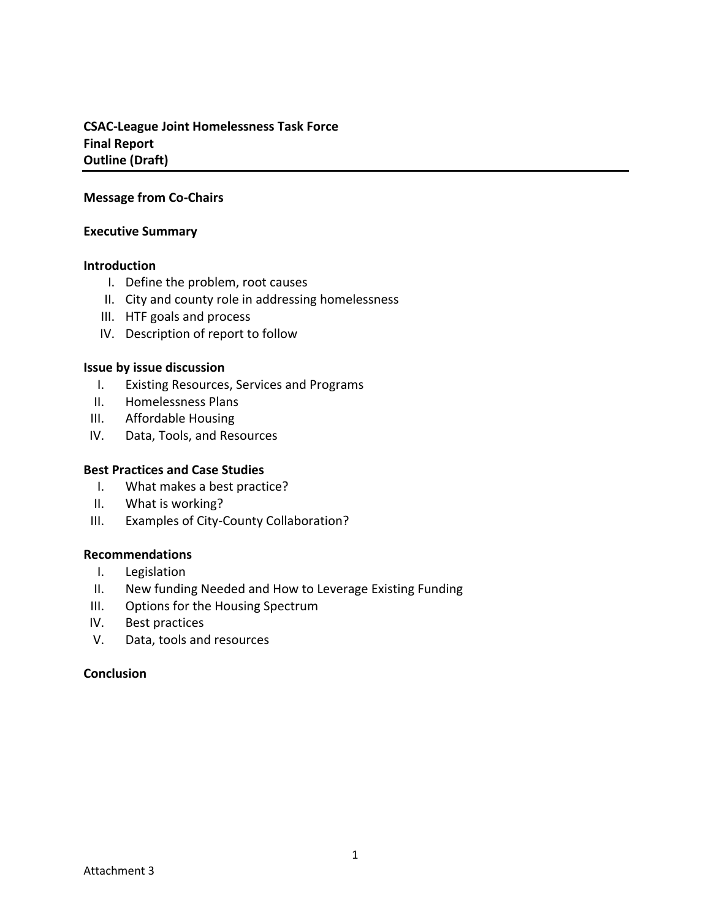**CSAC-League Joint Homelessness Task Force**
**Final Report**
**Outline (Draft)**

---

**Message from Co-Chairs**

**Executive Summary**

**Introduction**

I. Define the problem, root causes
II. City and county role in addressing homelessness
III. HTF goals and process
IV. Description of report to follow

**Issue by issue discussion**

I. Existing Resources, Services and Programs
II. Homelessness Plans
III. Affordable Housing
IV. Data, Tools, and Resources

**Best Practices and Case Studies**

I. What makes a best practice?
II. What is working?
III. Examples of City-County Collaboration?

**Recommendations**

I. Legislation
II. New funding Needed and How to Leverage Existing Funding
III. Options for the Housing Spectrum
IV. Best practices
V. Data, tools and resources

**Conclusion**

Attachment 3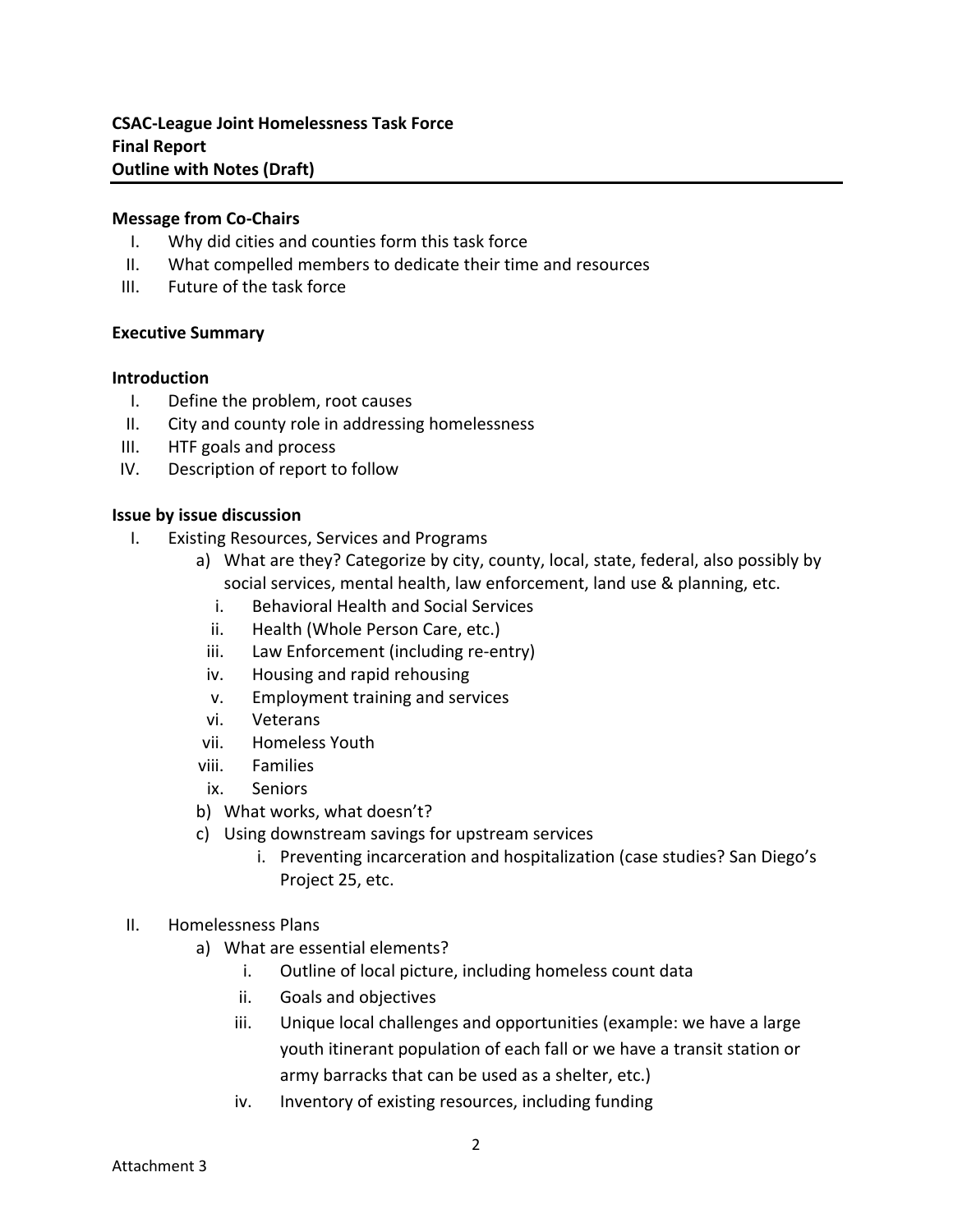**CSAC-League Joint Homelessness Task Force**
**Final Report**
**Outline with Notes (Draft)**

---

**Message from Co-Chairs**

I. Why did cities and counties form this task force
II. What compelled members to dedicate their time and resources
III. Future of the task force

**Executive Summary**

**Introduction**

I. Define the problem, root causes
II. City and county role in addressing homelessness
III. HTF goals and process
IV. Description of report to follow

**Issue by issue discussion**

I. Existing Resources, Services and Programs
   a) What are they? Categorize by city, county, local, state, federal, also possibly by social services, mental health, law enforcement, land use & planning, etc.
      i. Behavioral Health and Social Services
      ii. Health (Whole Person Care, etc.)
      iii. Law Enforcement (including re-entry)
      iv. Housing and rapid rehousing
      v. Employment training and services
      vi. Veterans
      vii. Homeless Youth
      viii. Families
      ix. Seniors
   b) What works, what doesn't?
   c) Using downstream savings for upstream services
      i. Preventing incarceration and hospitalization (case studies? San Diego's Project 25, etc.

II. Homelessness Plans
   a) What are essential elements?
      i. Outline of local picture, including homeless count data
      ii. Goals and objectives
      iii. Unique local challenges and opportunities (example: we have a large youth itinerant population of each fall or we have a transit station or army barracks that can be used as a shelter, etc.)
      iv. Inventory of existing resources, including funding

Attachment 3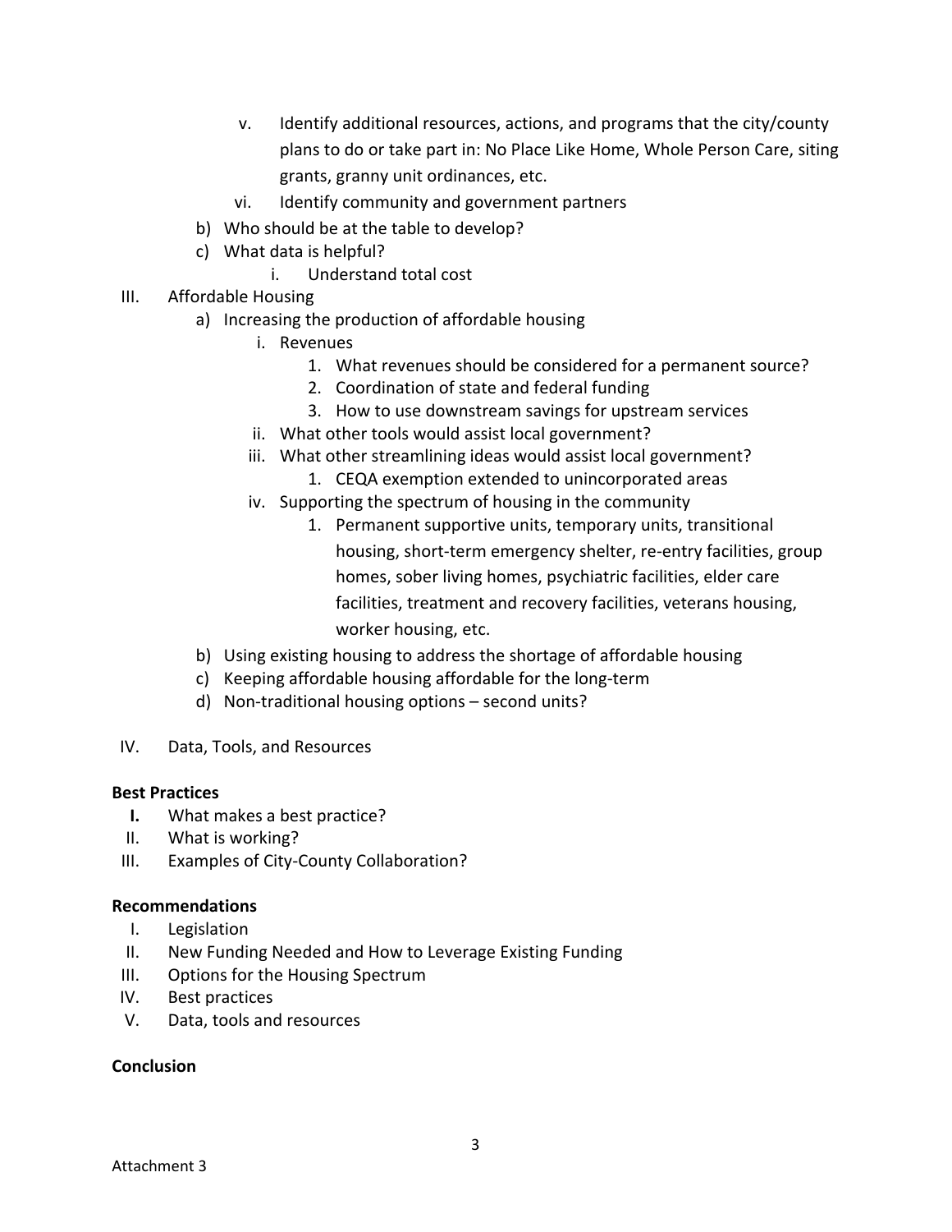v. Identify additional resources, actions, and programs that the city/county plans to do or take part in: No Place Like Home, Whole Person Care, siting grants, granny unit ordinances, etc.
   vi. Identify community and government partners

b) Who should be at the table to develop?
c) What data is helpful?
   i. Understand total cost

III. Affordable Housing
   a) Increasing the production of affordable housing
      i. Revenues
         1. What revenues should be considered for a permanent source?
         2. Coordination of state and federal funding
         3. How to use downstream savings for upstream services
      ii. What other tools would assist local government?
      iii. What other streamlining ideas would assist local government?
         1. CEQA exemption extended to unincorporated areas
      iv. Supporting the spectrum of housing in the community
         1. Permanent supportive units, temporary units, transitional housing, short-term emergency shelter, re-entry facilities, group homes, sober living homes, psychiatric facilities, elder care facilities, treatment and recovery facilities, veterans housing, worker housing, etc.
   b) Using existing housing to address the shortage of affordable housing
   c) Keeping affordable housing affordable for the long-term
   d) Non-traditional housing options – second units?

IV. Data, Tools, and Resources

**Best Practices**

**I.** What makes a best practice?
II. What is working?
III. Examples of City-County Collaboration?

**Recommendations**

I. Legislation
II. New Funding Needed and How to Leverage Existing Funding
III. Options for the Housing Spectrum
IV. Best practices
V. Data, tools and resources

**Conclusion**

Attachment 3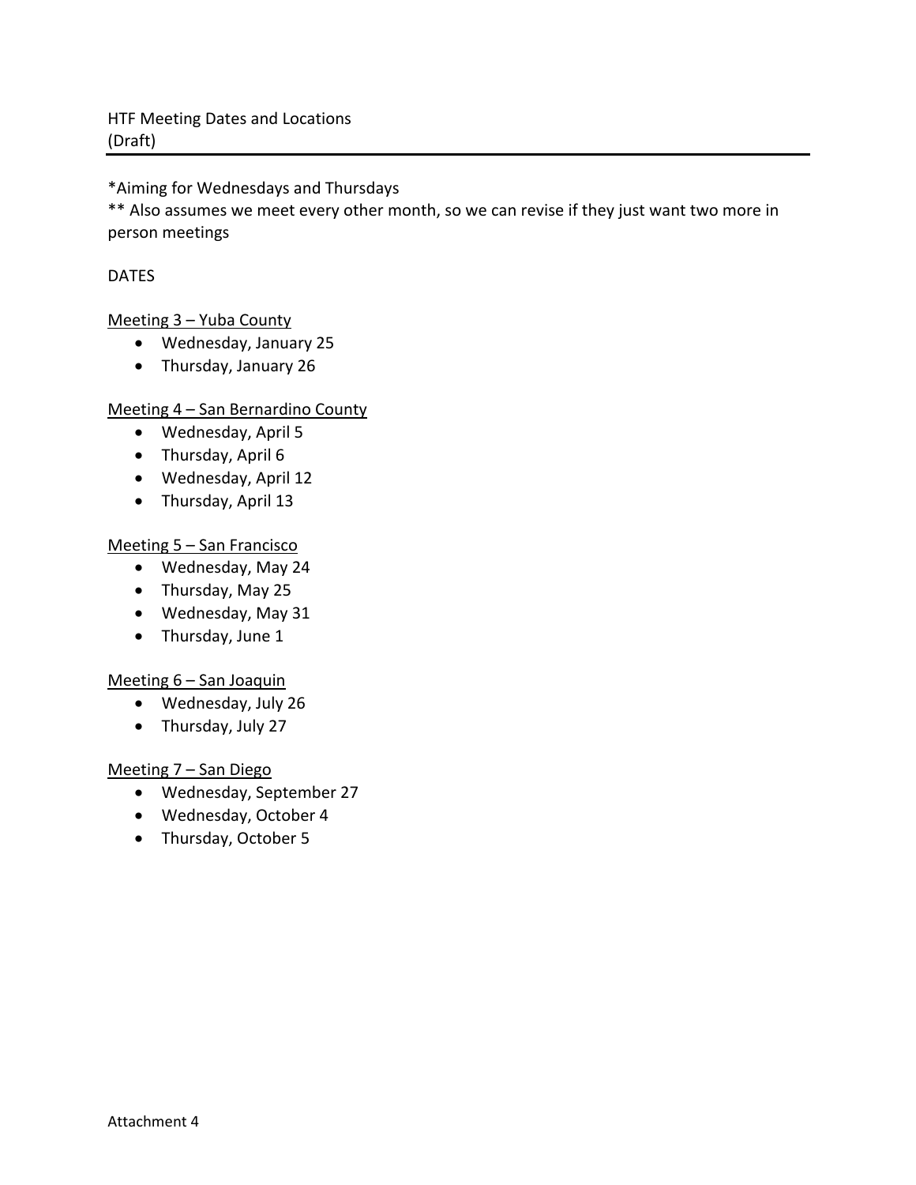HTF Meeting Dates and Locations
(Draft)

---

*Aiming for Wednesdays and Thursdays
** Also assumes we meet every other month, so we can revise if they just want two more in person meetings

DATES

<u>Meeting 3 – Yuba County</u>

- Wednesday, January 25
- Thursday, January 26

<u>Meeting 4 – San Bernardino County</u>

- Wednesday, April 5
- Thursday, April 6
- Wednesday, April 12
- Thursday, April 13

<u>Meeting 5 – San Francisco</u>

- Wednesday, May 24
- Thursday, May 25
- Wednesday, May 31
- Thursday, June 1

<u>Meeting 6 – San Joaquin</u>

- Wednesday, July 26
- Thursday, July 27

<u>Meeting 7 – San Diego</u>

- Wednesday, September 27
- Wednesday, October 4
- Thursday, October 5

Attachment 4